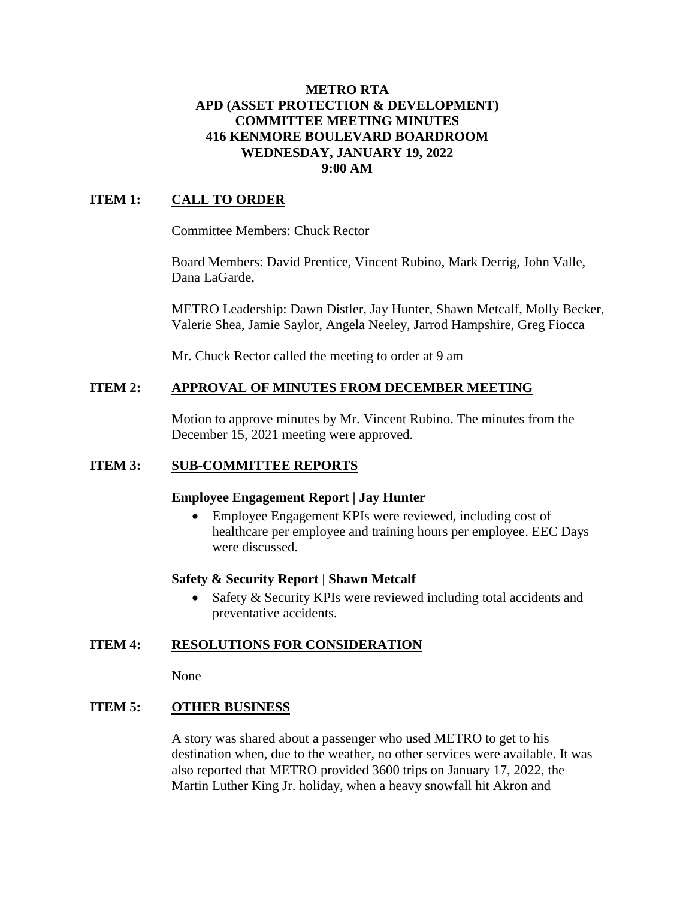**METRO RTA**
**APD (ASSET PROTECTION & DEVELOPMENT)**
**COMMITTEE MEETING MINUTES**
**416 KENMORE BOULEVARD BOARDROOM**
**WEDNESDAY, JANUARY 19, 2022**
**9:00 AM**

## ITEM 1: CALL TO ORDER

Committee Members: Chuck Rector

Board Members: David Prentice, Vincent Rubino, Mark Derrig, John Valle, Dana LaGarde,

METRO Leadership: Dawn Distler, Jay Hunter, Shawn Metcalf, Molly Becker, Valerie Shea, Jamie Saylor, Angela Neeley, Jarrod Hampshire, Greg Fiocca

Mr. Chuck Rector called the meeting to order at 9 am

## ITEM 2: APPROVAL OF MINUTES FROM DECEMBER MEETING

Motion to approve minutes by Mr. Vincent Rubino. The minutes from the December 15, 2021 meeting were approved.

## ITEM 3: SUB-COMMITTEE REPORTS

**Employee Engagement Report | Jay Hunter**

- Employee Engagement KPIs were reviewed, including cost of healthcare per employee and training hours per employee. EEC Days were discussed.

**Safety & Security Report | Shawn Metcalf**

- Safety & Security KPIs were reviewed including total accidents and preventative accidents.

## ITEM 4: RESOLUTIONS FOR CONSIDERATION

None

## ITEM 5: OTHER BUSINESS

A story was shared about a passenger who used METRO to get to his destination when, due to the weather, no other services were available. It was also reported that METRO provided 3600 trips on January 17, 2022, the Martin Luther King Jr. holiday, when a heavy snowfall hit Akron and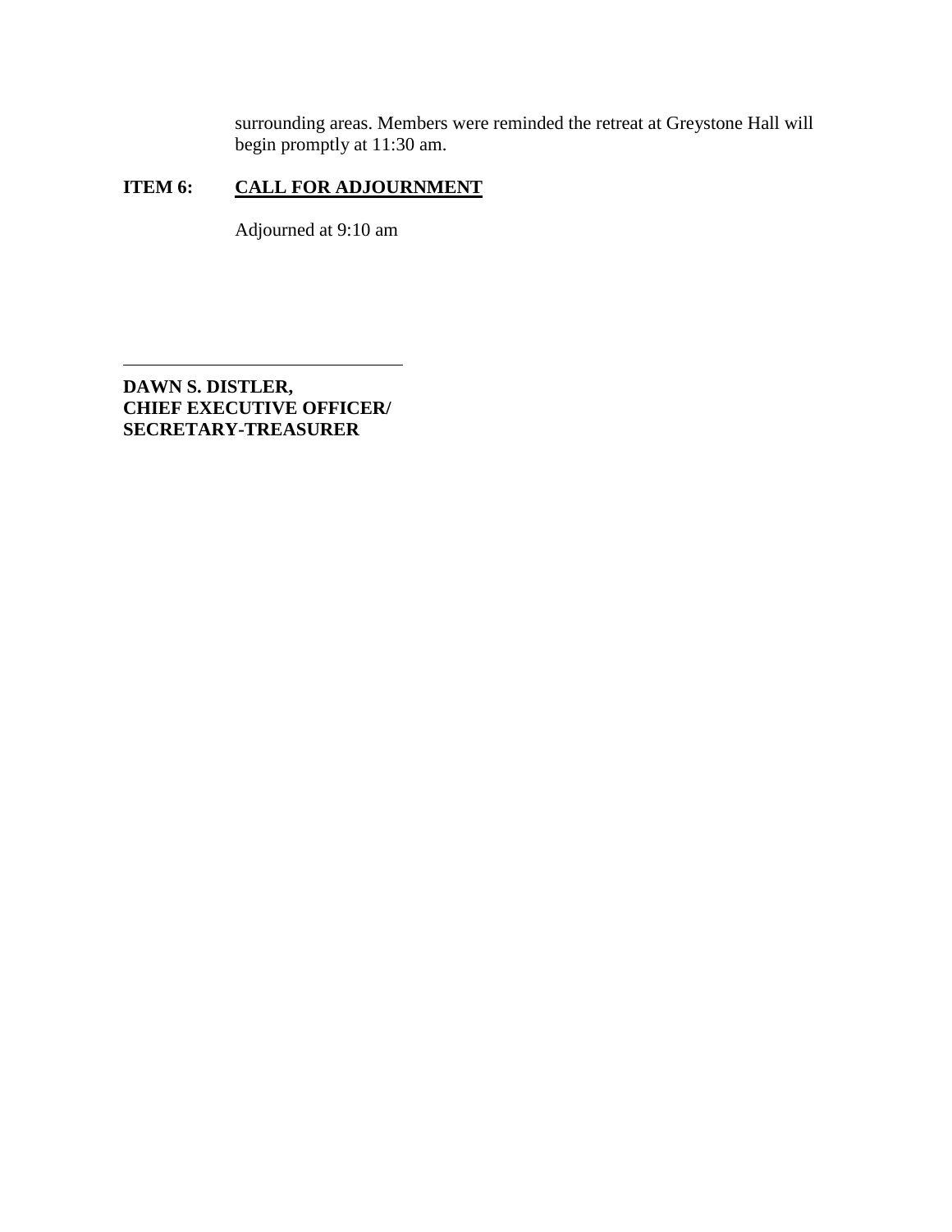surrounding areas. Members were reminded the retreat at Greystone Hall will begin promptly at 11:30 am.

**ITEM 6: <u>CALL FOR ADJOURNMENT</u>**

Adjourned at 9:10 am

______________________________

**DAWN S. DISTLER,**
**CHIEF EXECUTIVE OFFICER/**
**SECRETARY-TREASURER**